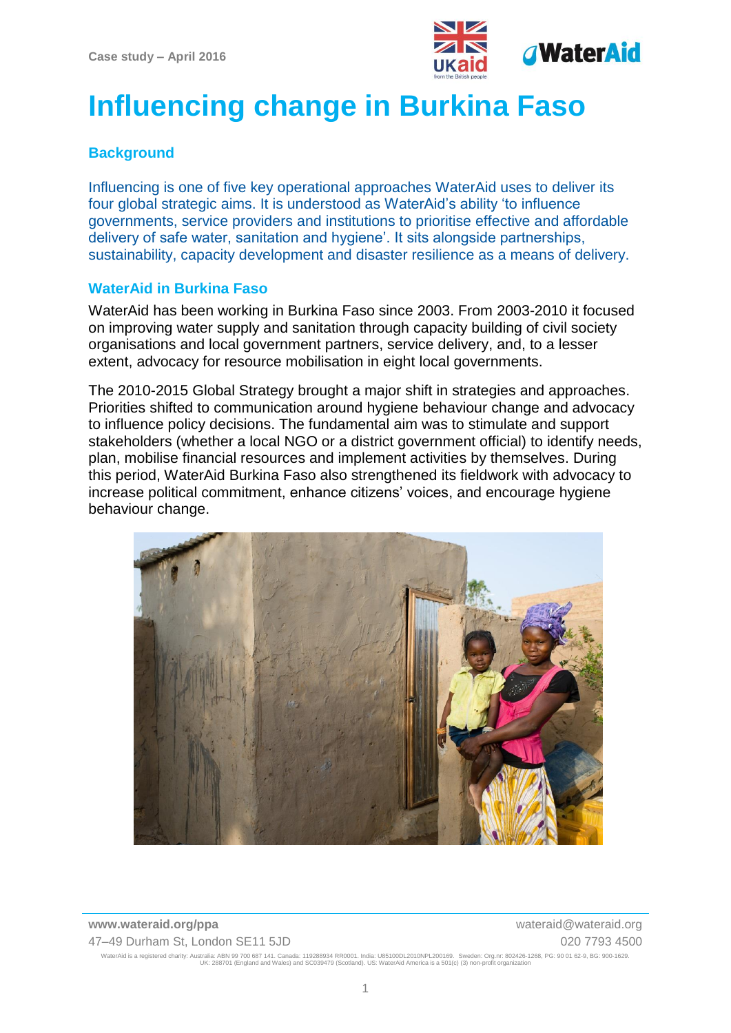Case study – April 2016

# Influencing change in Burkina Faso

## Background

Influencing is one of five key operational approaches WaterAid uses to deliver its four global strategic aims. It is understood as WaterAid's ability 'to influence governments, service providers and institutions to prioritise effective and affordable delivery of safe water, sanitation and hygiene'. It sits alongside partnerships, sustainability, capacity development and disaster resilience as a means of delivery.

## WaterAid in Burkina Faso

WaterAid has been working in Burkina Faso since 2003. From 2003-2010 it focused on improving water supply and sanitation through capacity building of civil society organisations and local government partners, service delivery, and, to a lesser extent, advocacy for resource mobilisation in eight local governments.

The 2010-2015 Global Strategy brought a major shift in strategies and approaches. Priorities shifted to communication around hygiene behaviour change and advocacy to influence policy decisions. The fundamental aim was to stimulate and support stakeholders (whether a local NGO or a district government official) to identify needs, plan, mobilise financial resources and implement activities by themselves. During this period, WaterAid Burkina Faso also strengthened its fieldwork with advocacy to increase political commitment, enhance citizens' voices, and encourage hygiene behaviour change.

**www.wateraid.org/ppa**
47–49 Durham St, London SE11 5JD
wateraid@wateraid.org
020 7793 4500

WaterAid is a registered charity: Australia: ABN 99 700 687 141. Canada: 119288934 RR0001. India: U85100DL2010NPL200169. Sweden: Org.nr: 802426-1268, PG: 90 01 62-9, BG: 900-1629. UK: 288701 (England and Wales) and SC039479 (Scotland). US: WaterAid America is a 501(c) (3) non-profit organization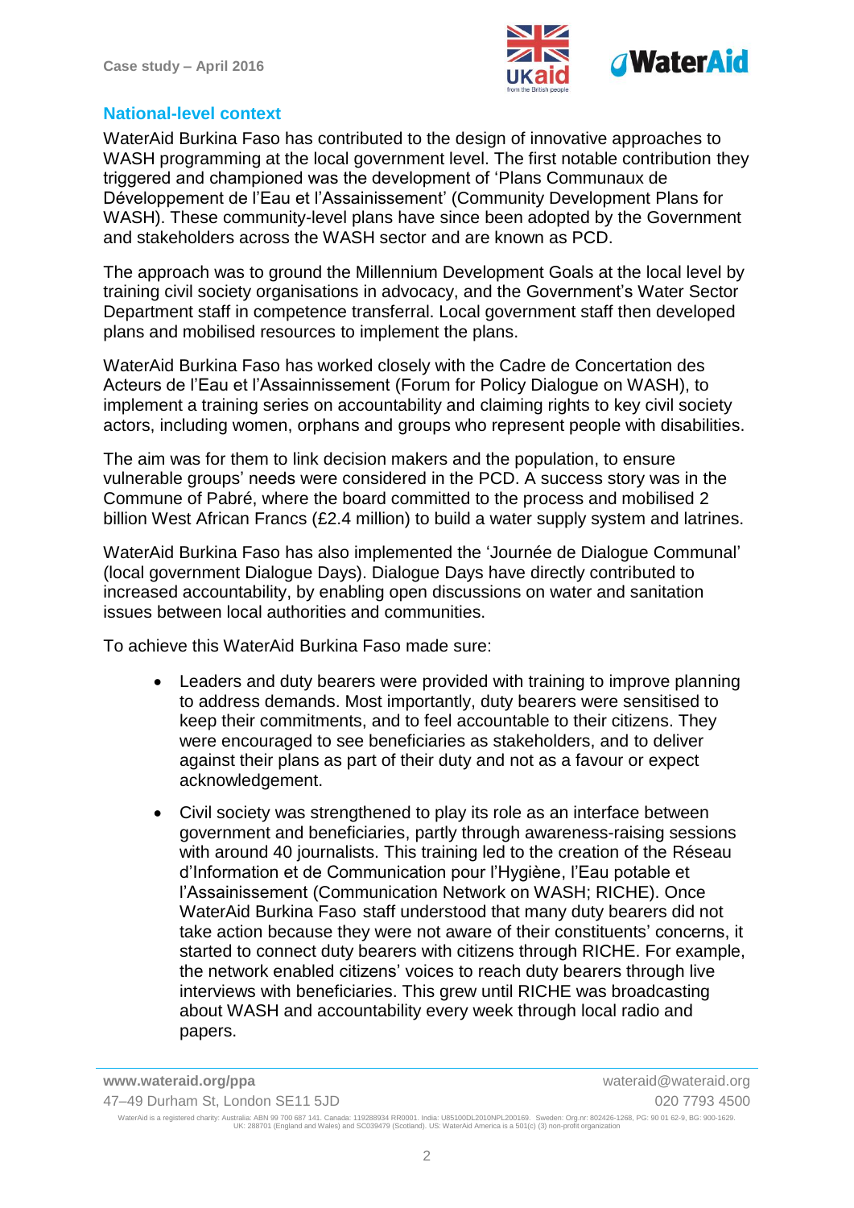## National-level context

WaterAid Burkina Faso has contributed to the design of innovative approaches to WASH programming at the local government level. The first notable contribution they triggered and championed was the development of 'Plans Communaux de Développement de l'Eau et l'Assainissement' (Community Development Plans for WASH). These community-level plans have since been adopted by the Government and stakeholders across the WASH sector and are known as PCD.

The approach was to ground the Millennium Development Goals at the local level by training civil society organisations in advocacy, and the Government's Water Sector Department staff in competence transferral. Local government staff then developed plans and mobilised resources to implement the plans.

WaterAid Burkina Faso has worked closely with the Cadre de Concertation des Acteurs de l'Eau et l'Assainnissement (Forum for Policy Dialogue on WASH), to implement a training series on accountability and claiming rights to key civil society actors, including women, orphans and groups who represent people with disabilities.

The aim was for them to link decision makers and the population, to ensure vulnerable groups' needs were considered in the PCD. A success story was in the Commune of Pabré, where the board committed to the process and mobilised 2 billion West African Francs (£2.4 million) to build a water supply system and latrines.

WaterAid Burkina Faso has also implemented the 'Journée de Dialogue Communal' (local government Dialogue Days). Dialogue Days have directly contributed to increased accountability, by enabling open discussions on water and sanitation issues between local authorities and communities.

To achieve this WaterAid Burkina Faso made sure:

- Leaders and duty bearers were provided with training to improve planning to address demands. Most importantly, duty bearers were sensitised to keep their commitments, and to feel accountable to their citizens. They were encouraged to see beneficiaries as stakeholders, and to deliver against their plans as part of their duty and not as a favour or expect acknowledgement.
- Civil society was strengthened to play its role as an interface between government and beneficiaries, partly through awareness-raising sessions with around 40 journalists. This training led to the creation of the Réseau d'Information et de Communication pour l'Hygiène, l'Eau potable et l'Assainissement (Communication Network on WASH; RICHE). Once WaterAid Burkina Faso staff understood that many duty bearers did not take action because they were not aware of their constituents' concerns, it started to connect duty bearers with citizens through RICHE. For example, the network enabled citizens' voices to reach duty bearers through live interviews with beneficiaries. This grew until RICHE was broadcasting about WASH and accountability every week through local radio and papers.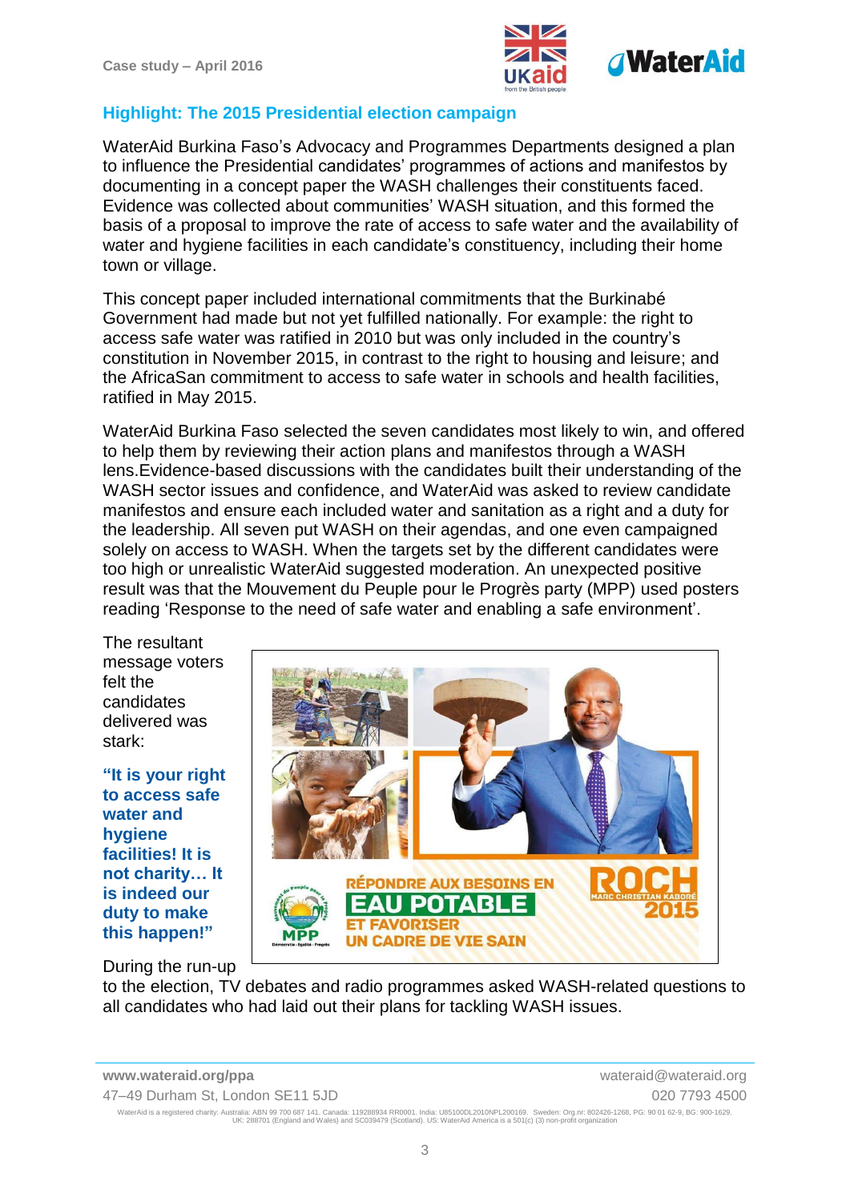## Highlight: The 2015 Presidential election campaign

WaterAid Burkina Faso's Advocacy and Programmes Departments designed a plan to influence the Presidential candidates' programmes of actions and manifestos by documenting in a concept paper the WASH challenges their constituents faced. Evidence was collected about communities' WASH situation, and this formed the basis of a proposal to improve the rate of access to safe water and the availability of water and hygiene facilities in each candidate's constituency, including their home town or village.

This concept paper included international commitments that the Burkinabé Government had made but not yet fulfilled nationally. For example: the right to access safe water was ratified in 2010 but was only included in the country's constitution in November 2015, in contrast to the right to housing and leisure; and the AfricaSan commitment to access to safe water in schools and health facilities, ratified in May 2015.

WaterAid Burkina Faso selected the seven candidates most likely to win, and offered to help them by reviewing their action plans and manifestos through a WASH lens.Evidence-based discussions with the candidates built their understanding of the WASH sector issues and confidence, and WaterAid was asked to review candidate manifestos and ensure each included water and sanitation as a right and a duty for the leadership. All seven put WASH on their agendas, and one even campaigned solely on access to WASH. When the targets set by the different candidates were too high or unrealistic WaterAid suggested moderation. An unexpected positive result was that the Mouvement du Peuple pour le Progrès party (MPP) used posters reading 'Response to the need of safe water and enabling a safe environment'.

The resultant message voters felt the candidates delivered was stark:

**"It is your right to access safe water and hygiene facilities! It is not charity… It is indeed our duty to make this happen!"**

During the run-up to the election, TV debates and radio programmes asked WASH-related questions to all candidates who had laid out their plans for tackling WASH issues.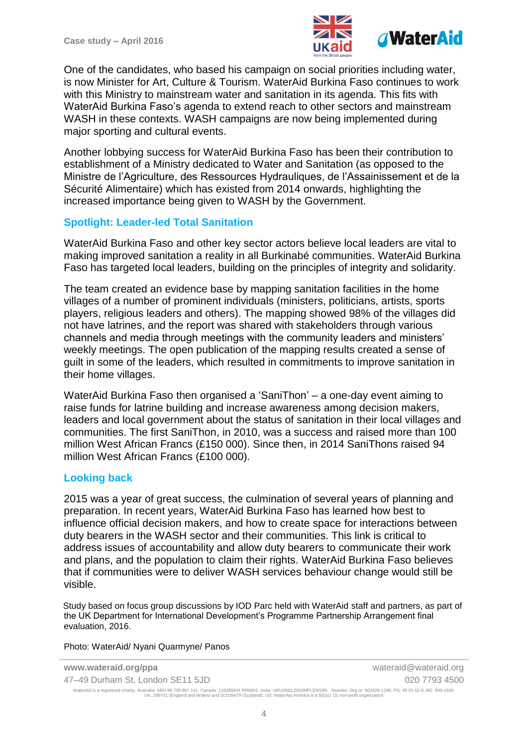One of the candidates, who based his campaign on social priorities including water, is now Minister for Art, Culture & Tourism. WaterAid Burkina Faso continues to work with this Ministry to mainstream water and sanitation in its agenda. This fits with WaterAid Burkina Faso's agenda to extend reach to other sectors and mainstream WASH in these contexts. WASH campaigns are now being implemented during major sporting and cultural events.

Another lobbying success for WaterAid Burkina Faso has been their contribution to establishment of a Ministry dedicated to Water and Sanitation (as opposed to the Ministre de l'Agriculture, des Ressources Hydrauliques, de l'Assainissement et de la Sécurité Alimentaire) which has existed from 2014 onwards, highlighting the increased importance being given to WASH by the Government.

## Spotlight: Leader-led Total Sanitation

WaterAid Burkina Faso and other key sector actors believe local leaders are vital to making improved sanitation a reality in all Burkinabé communities. WaterAid Burkina Faso has targeted local leaders, building on the principles of integrity and solidarity.

The team created an evidence base by mapping sanitation facilities in the home villages of a number of prominent individuals (ministers, politicians, artists, sports players, religious leaders and others). The mapping showed 98% of the villages did not have latrines, and the report was shared with stakeholders through various channels and media through meetings with the community leaders and ministers' weekly meetings. The open publication of the mapping results created a sense of guilt in some of the leaders, which resulted in commitments to improve sanitation in their home villages.

WaterAid Burkina Faso then organised a 'SaniThon' – a one-day event aiming to raise funds for latrine building and increase awareness among decision makers, leaders and local government about the status of sanitation in their local villages and communities. The first SaniThon, in 2010, was a success and raised more than 100 million West African Francs (£150 000). Since then, in 2014 SaniThons raised 94 million West African Francs (£100 000).

## Looking back

2015 was a year of great success, the culmination of several years of planning and preparation. In recent years, WaterAid Burkina Faso has learned how best to influence official decision makers, and how to create space for interactions between duty bearers in the WASH sector and their communities. This link is critical to address issues of accountability and allow duty bearers to communicate their work and plans, and the population to claim their rights. WaterAid Burkina Faso believes that if communities were to deliver WASH services behaviour change would still be visible.

Study based on focus group discussions by IOD Parc held with WaterAid staff and partners, as part of the UK Department for International Development's Programme Partnership Arrangement final evaluation, 2016.

Photo: WaterAid/ Nyani Quarmyne/ Panos

**www.wateraid.org/ppa** wateraid@wateraid.org
47–49 Durham St, London SE11 5JD 020 7793 4500

WaterAid is a registered charity: Australia: ABN 99 700 687 141. Canada: 119288934 RR0001. India: U85100DL2010NPL200169. Sweden: Org.nr: 802426-1268, PG: 90 01 62-9, BG: 900-1629. UK: 288701 (England and Wales) and SC039479 (Scotland). US: WaterAid America is a 501(c) (3) non-profit organization